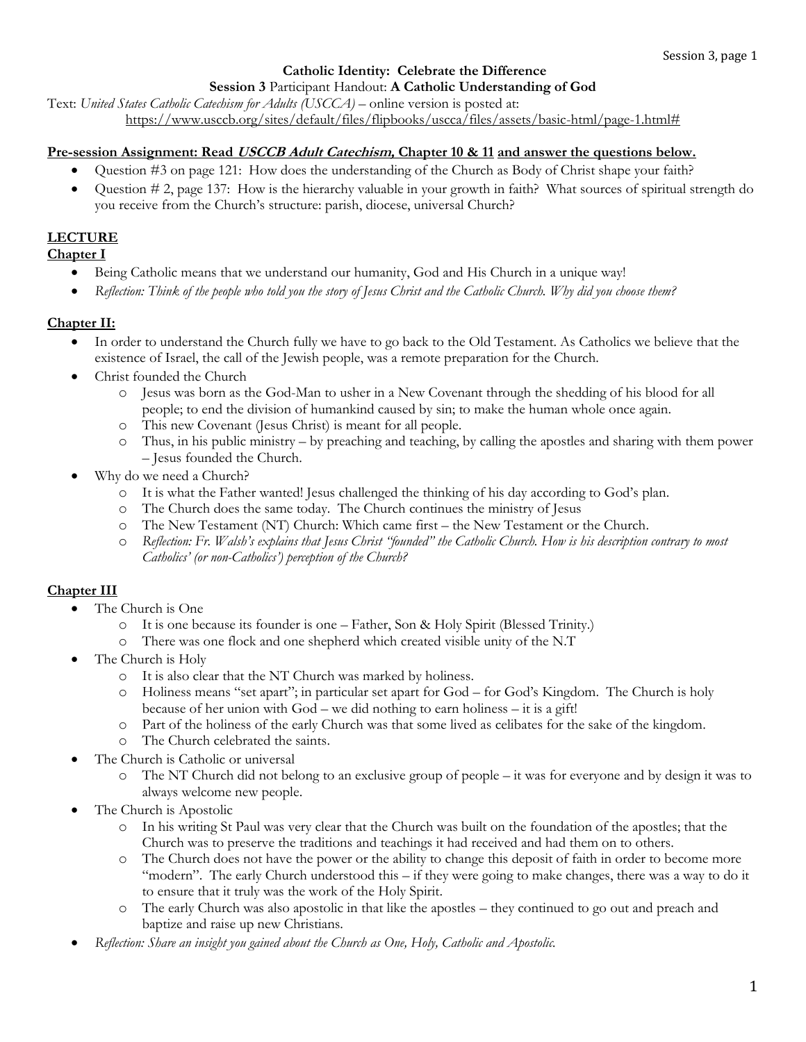**Catholic Identity: Celebrate the Difference**

**Session 3** Participant Handout: **A Catholic Understanding of God**

Text: *United States Catholic Catechism for Adults (USCCA)* – online version is posted at:
https://www.usccb.org/sites/default/files/flipbooks/uscca/files/assets/basic-html/page-1.html#

**Pre-session Assignment: Read *USCCB Adult Catechism,* Chapter 10 & 11 and answer the questions below.**

- Question #3 on page 121: How does the understanding of the Church as Body of Christ shape your faith?
- Question # 2, page 137: How is the hierarchy valuable in your growth in faith? What sources of spiritual strength do you receive from the Church's structure: parish, diocese, universal Church?

## LECTURE

### Chapter I

- Being Catholic means that we understand our humanity, God and His Church in a unique way!
- *Reflection: Think of the people who told you the story of Jesus Christ and the Catholic Church. Why did you choose them?*

### Chapter II:

- In order to understand the Church fully we have to go back to the Old Testament. As Catholics we believe that the existence of Israel, the call of the Jewish people, was a remote preparation for the Church.
- Christ founded the Church
  - Jesus was born as the God-Man to usher in a New Covenant through the shedding of his blood for all people; to end the division of humankind caused by sin; to make the human whole once again.
  - This new Covenant (Jesus Christ) is meant for all people.
  - Thus, in his public ministry – by preaching and teaching, by calling the apostles and sharing with them power – Jesus founded the Church.
- Why do we need a Church?
  - It is what the Father wanted! Jesus challenged the thinking of his day according to God's plan.
  - The Church does the same today. The Church continues the ministry of Jesus
  - The New Testament (NT) Church: Which came first – the New Testament or the Church.
  - *Reflection: Fr. Walsh's explains that Jesus Christ "founded" the Catholic Church. How is his description contrary to most Catholics' (or non-Catholics') perception of the Church?*

### Chapter III

- The Church is One
  - It is one because its founder is one – Father, Son & Holy Spirit (Blessed Trinity.)
  - There was one flock and one shepherd which created visible unity of the N.T
- The Church is Holy
  - It is also clear that the NT Church was marked by holiness.
  - Holiness means "set apart"; in particular set apart for God – for God's Kingdom. The Church is holy because of her union with God – we did nothing to earn holiness – it is a gift!
  - Part of the holiness of the early Church was that some lived as celibates for the sake of the kingdom.
  - The Church celebrated the saints.
- The Church is Catholic or universal
  - The NT Church did not belong to an exclusive group of people – it was for everyone and by design it was to always welcome new people.
- The Church is Apostolic
  - In his writing St Paul was very clear that the Church was built on the foundation of the apostles; that the Church was to preserve the traditions and teachings it had received and had them on to others.
  - The Church does not have the power or the ability to change this deposit of faith in order to become more "modern". The early Church understood this – if they were going to make changes, there was a way to do it to ensure that it truly was the work of the Holy Spirit.
  - The early Church was also apostolic in that like the apostles – they continued to go out and preach and baptize and raise up new Christians.
- *Reflection: Share an insight you gained about the Church as One, Holy, Catholic and Apostolic.*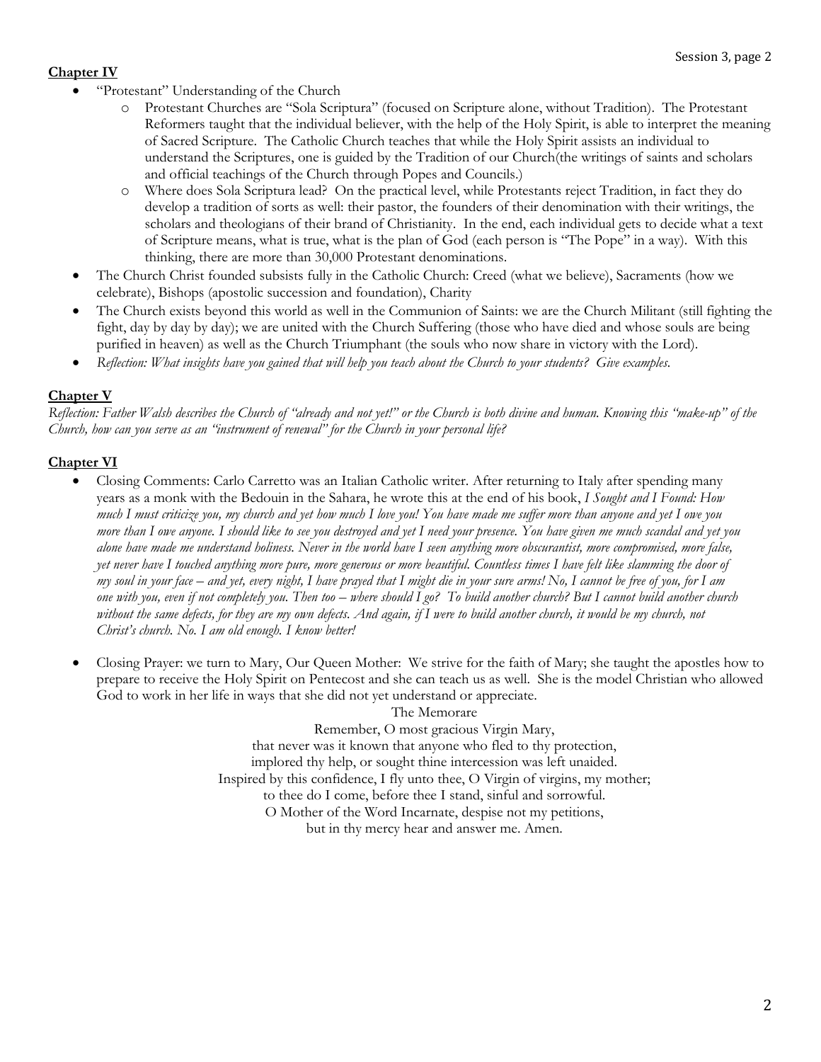**Chapter IV**

- "Protestant" Understanding of the Church
  - Protestant Churches are "Sola Scriptura" (focused on Scripture alone, without Tradition). The Protestant Reformers taught that the individual believer, with the help of the Holy Spirit, is able to interpret the meaning of Sacred Scripture. The Catholic Church teaches that while the Holy Spirit assists an individual to understand the Scriptures, one is guided by the Tradition of our Church(the writings of saints and scholars and official teachings of the Church through Popes and Councils.)
  - Where does Sola Scriptura lead? On the practical level, while Protestants reject Tradition, in fact they do develop a tradition of sorts as well: their pastor, the founders of their denomination with their writings, the scholars and theologians of their brand of Christianity. In the end, each individual gets to decide what a text of Scripture means, what is true, what is the plan of God (each person is "The Pope" in a way). With this thinking, there are more than 30,000 Protestant denominations.
- The Church Christ founded subsists fully in the Catholic Church: Creed (what we believe), Sacraments (how we celebrate), Bishops (apostolic succession and foundation), Charity
- The Church exists beyond this world as well in the Communion of Saints: we are the Church Militant (still fighting the fight, day by day by day); we are united with the Church Suffering (those who have died and whose souls are being purified in heaven) as well as the Church Triumphant (the souls who now share in victory with the Lord).
- *Reflection: What insights have you gained that will help you teach about the Church to your students? Give examples.*

**Chapter V**

*Reflection: Father Walsh describes the Church of "already and not yet!" or the Church is both divine and human. Knowing this "make-up" of the Church, how can you serve as an "instrument of renewal" for the Church in your personal life?*

**Chapter VI**

- Closing Comments: Carlo Carretto was an Italian Catholic writer. After returning to Italy after spending many years as a monk with the Bedouin in the Sahara, he wrote this at the end of his book, *I Sought and I Found: How much I must criticize you, my church and yet how much I love you! You have made me suffer more than anyone and yet I owe you more than I owe anyone. I should like to see you destroyed and yet I need your presence. You have given me much scandal and yet you alone have made me understand holiness. Never in the world have I seen anything more obscurantist, more compromised, more false, yet never have I touched anything more pure, more generous or more beautiful. Countless times I have felt like slamming the door of my soul in your face – and yet, every night, I have prayed that I might die in your sure arms! No, I cannot be free of you, for I am one with you, even if not completely you. Then too – where should I go? To build another church? But I cannot build another church without the same defects, for they are my own defects. And again, if I were to build another church, it would be my church, not Christ's church. No. I am old enough. I know better!*

- Closing Prayer: we turn to Mary, Our Queen Mother: We strive for the faith of Mary; she taught the apostles how to prepare to receive the Holy Spirit on Pentecost and she can teach us as well. She is the model Christian who allowed God to work in her life in ways that she did not yet understand or appreciate.

The Memorare

Remember, O most gracious Virgin Mary,
that never was it known that anyone who fled to thy protection,
implored thy help, or sought thine intercession was left unaided.
Inspired by this confidence, I fly unto thee, O Virgin of virgins, my mother;
to thee do I come, before thee I stand, sinful and sorrowful.
O Mother of the Word Incarnate, despise not my petitions,
but in thy mercy hear and answer me. Amen.